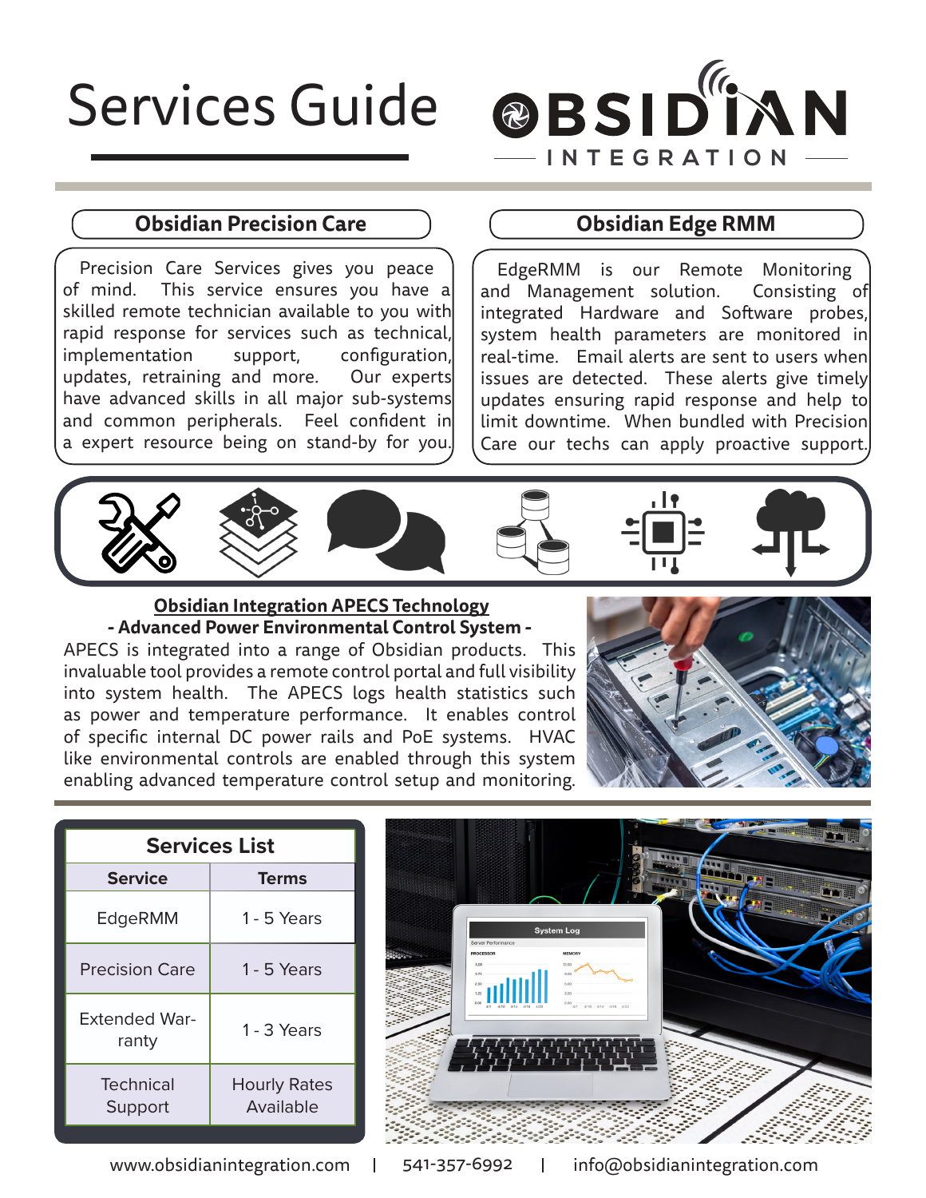# Services Guide

OBSIDIAN INTEGRATION

## Obsidian Precision Care

Precision Care Services gives you peace of mind. This service ensures you have a skilled remote technician available to you with rapid response for services such as technical, implementation support, configuration, updates, retraining and more. Our experts have advanced skills in all major sub-systems and common peripherals. Feel confident in a expert resource being on stand-by for you.

## Obsidian Edge RMM

EdgeRMM is our Remote Monitoring and Management solution. Consisting of integrated Hardware and Software probes, system health parameters are monitored in real-time. Email alerts are sent to users when issues are detected. These alerts give timely updates ensuring rapid response and help to limit downtime. When bundled with Precision Care our techs can apply proactive support.

## Obsidian Integration APECS Technology

### - Advanced Power Environmental Control System -

APECS is integrated into a range of Obsidian products. This invaluable tool provides a remote control portal and full visibility into system health. The APECS logs health statistics such as power and temperature performance. It enables control of specific internal DC power rails and PoE systems. HVAC like environmental controls are enabled through this system enabling advanced temperature control setup and monitoring.

## Services List

| Service | Terms |
|---|---|
| EdgeRMM | 1 - 5 Years |
| Precision Care | 1 - 5 Years |
| Extended Warranty | 1 - 3 Years |
| Technical Support | Hourly Rates Available |

www.obsidianintegration.com | 541-357-6992 | info@obsidianintegration.com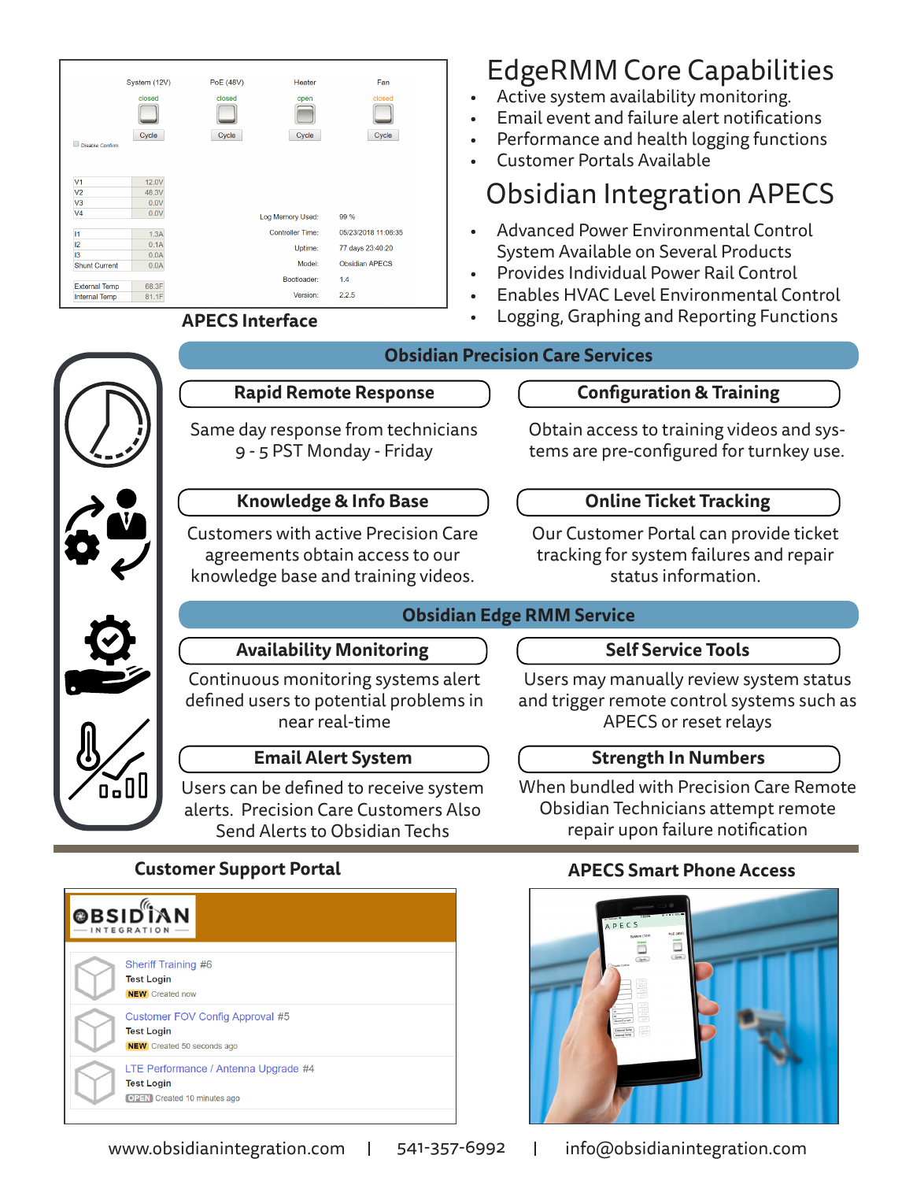APECS Interface

# EdgeRMM Core Capabilities

- Active system availability monitoring.
- Email event and failure alert notifications
- Performance and health logging functions
- Customer Portals Available

# Obsidian Integration APECS

- Advanced Power Environmental Control System Available on Several Products
- Provides Individual Power Rail Control
- Enables HVAC Level Environmental Control
- Logging, Graphing and Reporting Functions

## Obsidian Precision Care Services

### Rapid Remote Response

Same day response from technicians 9 - 5 PST Monday - Friday

### Configuration & Training

Obtain access to training videos and systems are pre-configured for turnkey use.

### Knowledge & Info Base

Customers with active Precision Care agreements obtain access to our knowledge base and training videos.

### Online Ticket Tracking

Our Customer Portal can provide ticket tracking for system failures and repair status information.

## Obsidian Edge RMM Service

### Availability Monitoring

Continuous monitoring systems alert defined users to potential problems in near real-time

### Self Service Tools

Users may manually review system status and trigger remote control systems such as APECS or reset relays

### Email Alert System

Users can be defined to receive system alerts. Precision Care Customers Also Send Alerts to Obsidian Techs

### Strength In Numbers

When bundled with Precision Care Remote Obsidian Technicians attempt remote repair upon failure notification

**Customer Support Portal**

**APECS Smart Phone Access**

www.obsidianintegration.com | 541-357-6992 | info@obsidianintegration.com